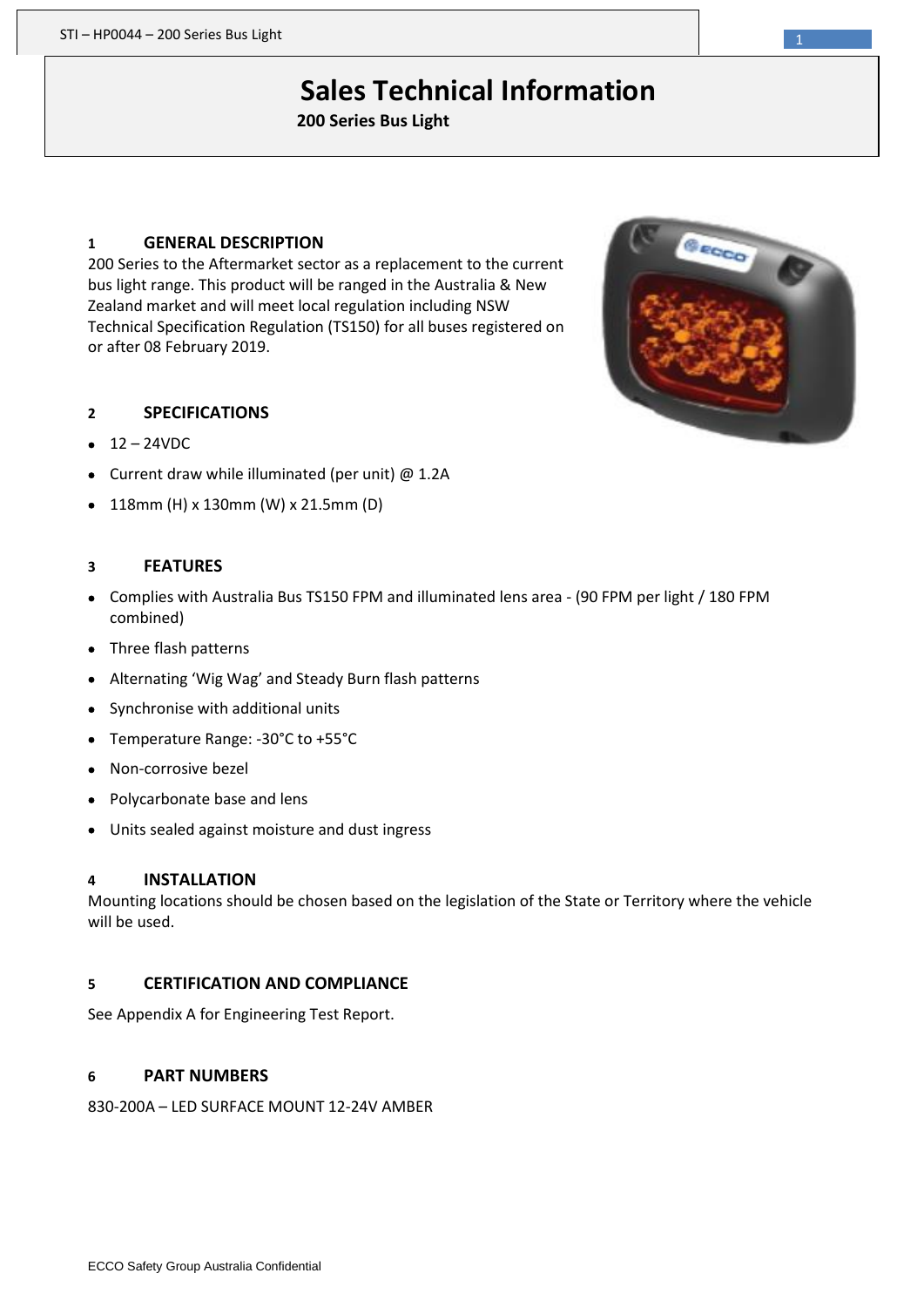# Sales Technical Information

**200 Series Bus Light**

## 1 GENERAL DESCRIPTION

200 Series to the Aftermarket sector as a replacement to the current bus light range. This product will be ranged in the Australia & New Zealand market and will meet local regulation including NSW Technical Specification Regulation (TS150) for all buses registered on or after 08 February 2019.

## 2 SPECIFICATIONS

- 12 – 24VDC
- Current draw while illuminated (per unit) @ 1.2A
- 118mm (H) x 130mm (W) x 21.5mm (D)

## 3 FEATURES

- Complies with Australia Bus TS150 FPM and illuminated lens area - (90 FPM per light / 180 FPM combined)
- Three flash patterns
- Alternating 'Wig Wag' and Steady Burn flash patterns
- Synchronise with additional units
- Temperature Range: -30°C to +55°C
- Non-corrosive bezel
- Polycarbonate base and lens
- Units sealed against moisture and dust ingress

## 4 INSTALLATION

Mounting locations should be chosen based on the legislation of the State or Territory where the vehicle will be used.

## 5 CERTIFICATION AND COMPLIANCE

See Appendix A for Engineering Test Report.

## 6 PART NUMBERS

830-200A – LED SURFACE MOUNT 12-24V AMBER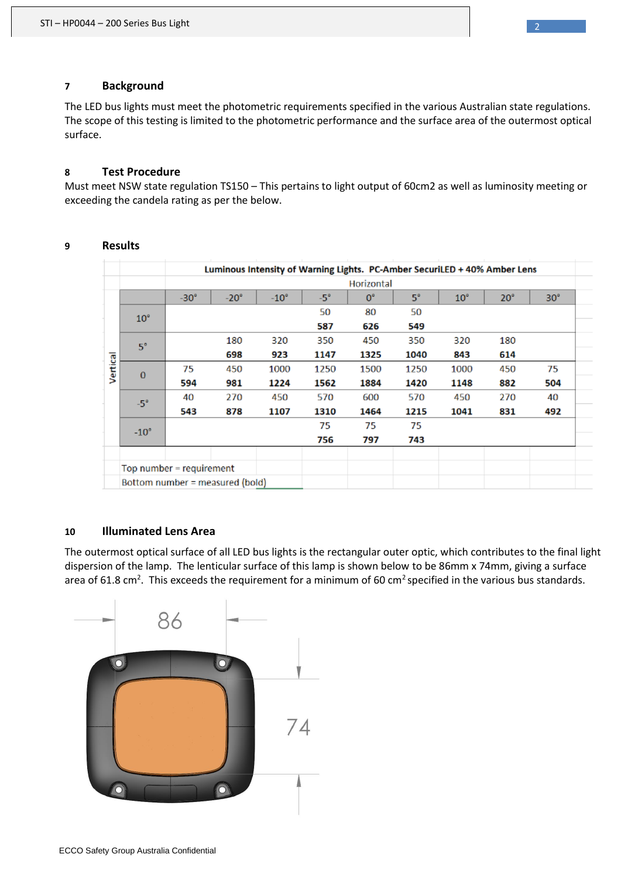## 7 Background

The LED bus lights must meet the photometric requirements specified in the various Australian state regulations. The scope of this testing is limited to the photometric performance and the surface area of the outermost optical surface.

## 8 Test Procedure

Must meet NSW state regulation TS150 – This pertains to light output of 60cm2 as well as luminosity meeting or exceeding the candela rating as per the below.

## 9 Results

**Luminous Intensity of Warning Lights. PC-Amber SecuriLED + 40% Amber Lens**

| Vertical | Horizontal | | | | | | | | |
|---|---|---|---|---|---|---|---|---|---|
| | -30° | -20° | -10° | -5° | 0° | 5° | 10° | 20° | 30° |
| 10° | | | | 50 | 80 | 50 | | | |
| | | | | **587** | **626** | **549** | | | |
| 5° | | 180 | 320 | 350 | 450 | 350 | 320 | 180 | |
| | | **698** | **923** | **1147** | **1325** | **1040** | **843** | **614** | |
| 0 | 75 | 450 | 1000 | 1250 | 1500 | 1250 | 1000 | 450 | 75 |
| | **594** | **981** | **1224** | **1562** | **1884** | **1420** | **1148** | **882** | **504** |
| -5° | 40 | 270 | 450 | 570 | 600 | 570 | 450 | 270 | 40 |
| | **543** | **878** | **1107** | **1310** | **1464** | **1215** | **1041** | **831** | **492** |
| -10° | | | | 75 | 75 | 75 | | | |
| | | | | **756** | **797** | **743** | | | |

Top number = requirement
Bottom number = measured (bold)

## 10 Illuminated Lens Area

The outermost optical surface of all LED bus lights is the rectangular outer optic, which contributes to the final light dispersion of the lamp. The lenticular surface of this lamp is shown below to be 86mm x 74mm, giving a surface area of 61.8 cm$^2$. This exceeds the requirement for a minimum of 60 cm$^2$ specified in the various bus standards.

ECCO Safety Group Australia Confidential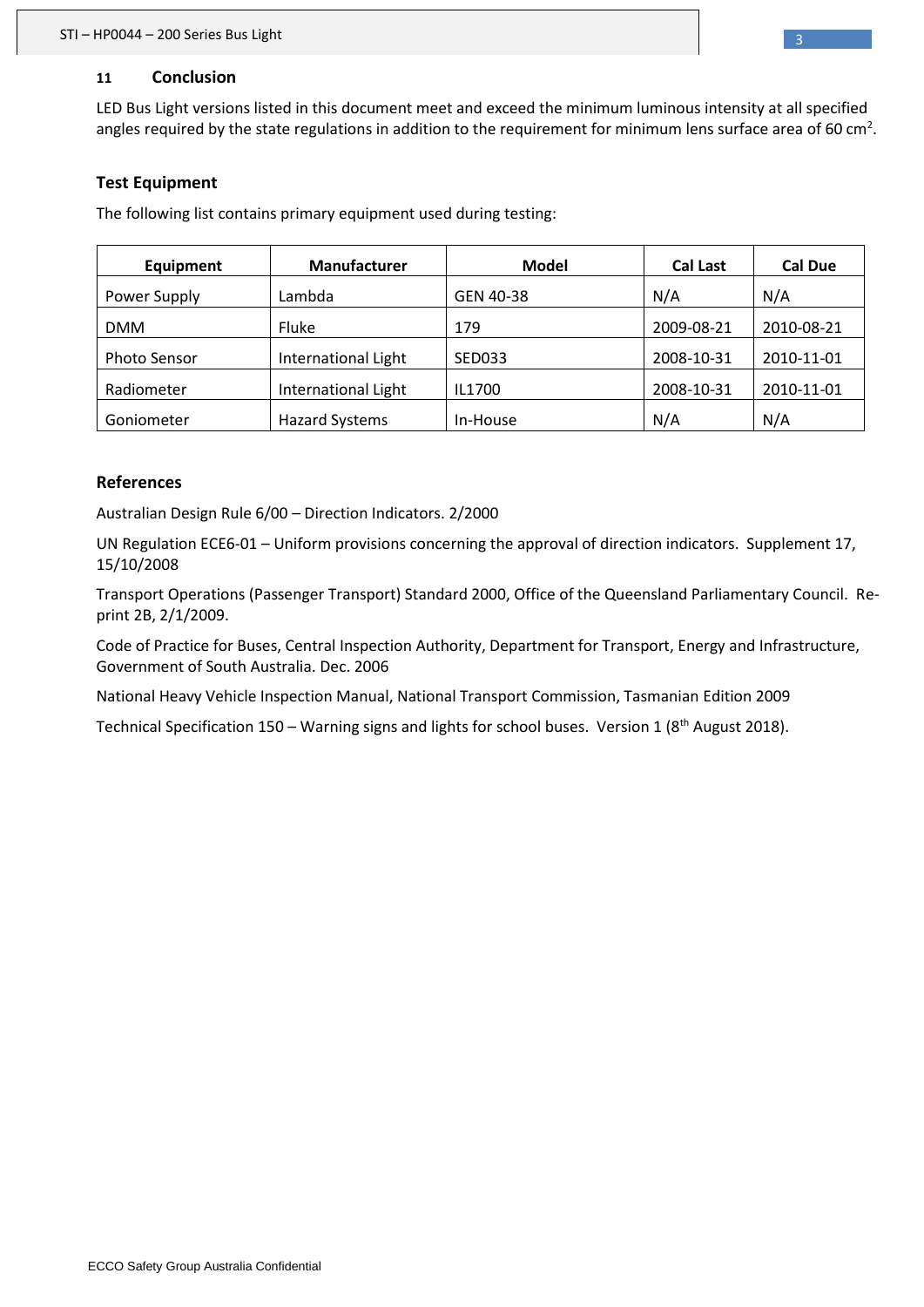## 11 Conclusion

LED Bus Light versions listed in this document meet and exceed the minimum luminous intensity at all specified angles required by the state regulations in addition to the requirement for minimum lens surface area of 60 $cm^2$.

### Test Equipment

The following list contains primary equipment used during testing:

| Equipment | Manufacturer | Model | Cal Last | Cal Due |
|---|---|---|---|---|
| Power Supply | Lambda | GEN 40-38 | N/A | N/A |
| DMM | Fluke | 179 | 2009-08-21 | 2010-08-21 |
| Photo Sensor | International Light | SED033 | 2008-10-31 | 2010-11-01 |
| Radiometer | International Light | IL1700 | 2008-10-31 | 2010-11-01 |
| Goniometer | Hazard Systems | In-House | N/A | N/A |

### References

Australian Design Rule 6/00 – Direction Indicators. 2/2000

UN Regulation ECE6-01 – Uniform provisions concerning the approval of direction indicators. Supplement 17, 15/10/2008

Transport Operations (Passenger Transport) Standard 2000, Office of the Queensland Parliamentary Council. Re-print 2B, 2/1/2009.

Code of Practice for Buses, Central Inspection Authority, Department for Transport, Energy and Infrastructure, Government of South Australia. Dec. 2006

National Heavy Vehicle Inspection Manual, National Transport Commission, Tasmanian Edition 2009

Technical Specification 150 – Warning signs and lights for school buses. Version 1 (8th August 2018).